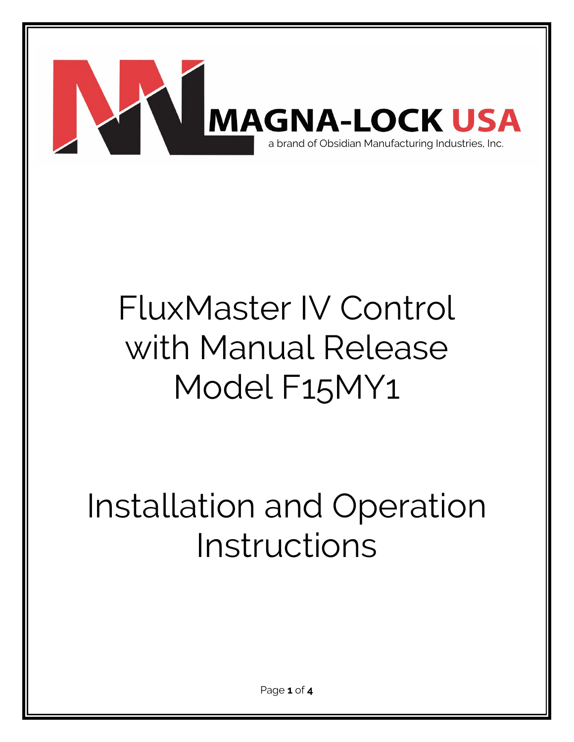MAGNA-LOCK USA

a brand of Obsidian Manufacturing Industries, Inc.

# FluxMaster IV Control with Manual Release Model F15MY1

# Installation and Operation Instructions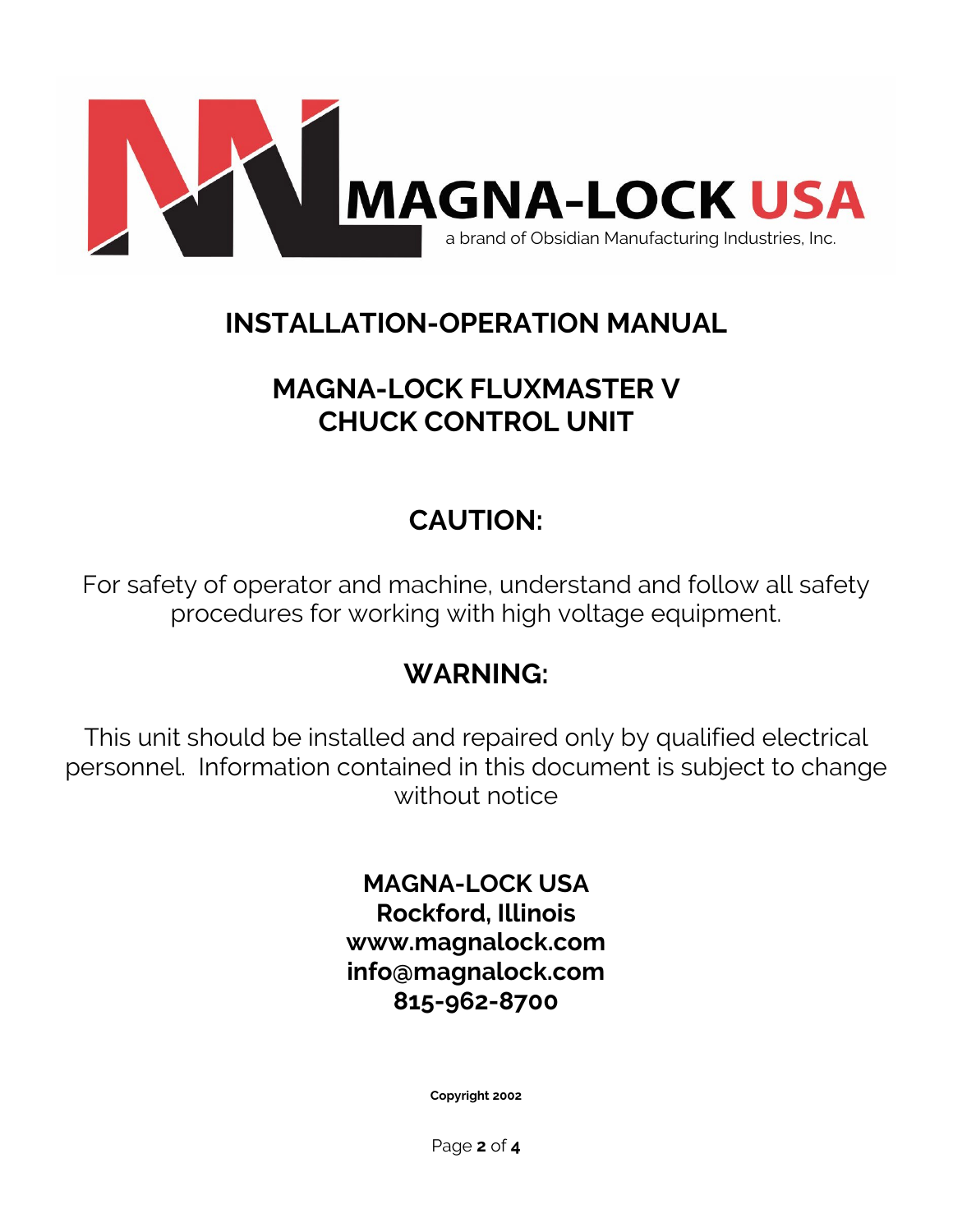MAGNA-LOCK USA

a brand of Obsidian Manufacturing Industries, Inc.

# INSTALLATION-OPERATION MANUAL

# MAGNA-LOCK FLUXMASTER V
# CHUCK CONTROL UNIT

## CAUTION:

For safety of operator and machine, understand and follow all safety procedures for working with high voltage equipment.

## WARNING:

This unit should be installed and repaired only by qualified electrical personnel. Information contained in this document is subject to change without notice

**MAGNA-LOCK USA**
**Rockford, Illinois**
**www.magnalock.com**
**info@magnalock.com**
**815-962-8700**

**Copyright 2002**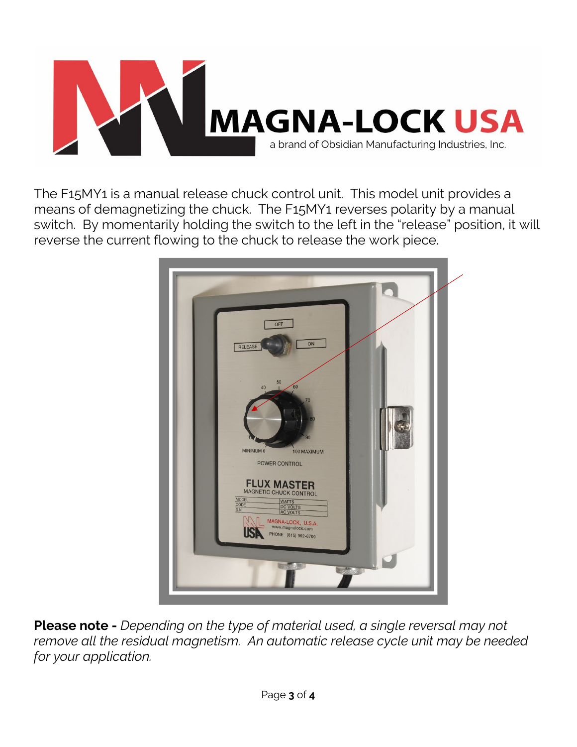The F15MY1 is a manual release chuck control unit. This model unit provides a means of demagnetizing the chuck. The F15MY1 reverses polarity by a manual switch. By momentarily holding the switch to the left in the "release" position, it will reverse the current flowing to the chuck to release the work piece.

**Please note -** *Depending on the type of material used, a single reversal may not remove all the residual magnetism. An automatic release cycle unit may be needed for your application.*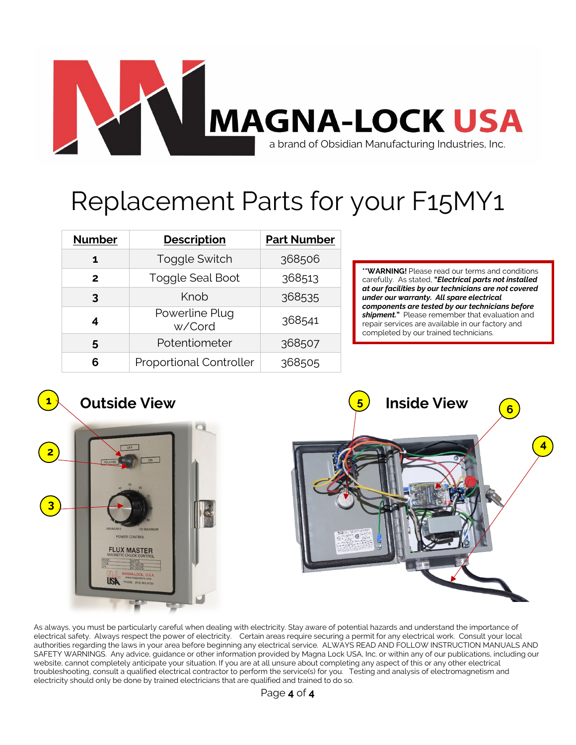MAGNA-LOCK USA

a brand of Obsidian Manufacturing Industries, Inc.

# Replacement Parts for your F15MY1

| Number | Description | Part Number |
|---|---|---|
| 1 | Toggle Switch | 368506 |
| 2 | Toggle Seal Boot | 368513 |
| 3 | Knob | 368535 |
| 4 | Powerline Plug w/Cord | 368541 |
| 5 | Potentiometer | 368507 |
| 6 | Proportional Controller | 368505 |

**WARNING!** Please read our terms and conditions carefully. As stated, ***"Electrical parts not installed at our facilities by our technicians are not covered under our warranty. All spare electrical components are tested by our technicians before shipment."*** Please remember that evaluation and repair services are available in our factory and completed by our trained technicians.

## Outside View

## Inside View

As always, you must be particularly careful when dealing with electricity. Stay aware of potential hazards and understand the importance of electrical safety. Always respect the power of electricity. Certain areas require securing a permit for any electrical work. Consult your local authorities regarding the laws in your area before beginning any electrical service. ALWAYS READ AND FOLLOW INSTRUCTION MANUALS AND SAFETY WARNINGS. Any advice, guidance or other information provided by Magna Lock USA, Inc. or within any of our publications, including our website, cannot completely anticipate your situation. If you are at all unsure about completing any aspect of this or any other electrical troubleshooting, consult a qualified electrical contractor to perform the service(s) for you. Testing and analysis of electromagnetism and electricity should only be done by trained electricians that are qualified and trained to do so.